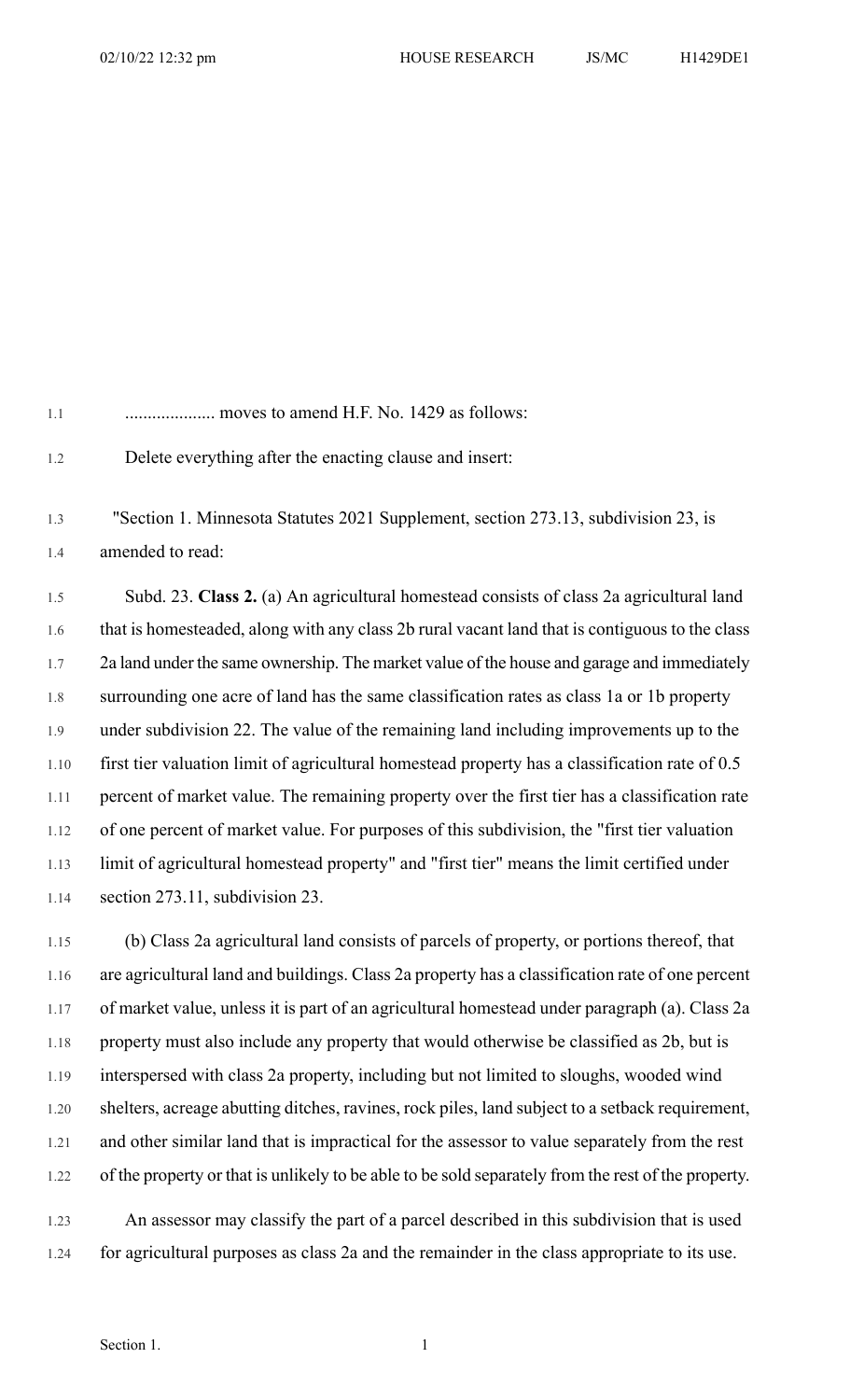.................... moves to amend H.F. No. 1429 as follows:

Delete everything after the enacting clause and insert:

"Section 1. Minnesota Statutes 2021 Supplement, section 273.13, subdivision 23, is amended to read:

Subd. 23. **Class 2.** (a) An agricultural homestead consists of class 2a agricultural land that is homesteaded, along with any class 2b rural vacant land that is contiguous to the class 2a land under the same ownership. The market value of the house and garage and immediately surrounding one acre of land has the same classification rates as class 1a or 1b property under subdivision 22. The value of the remaining land including improvements up to the first tier valuation limit of agricultural homestead property has a classification rate of 0.5 percent of market value. The remaining property over the first tier has a classification rate of one percent of market value. For purposes of this subdivision, the "first tier valuation limit of agricultural homestead property" and "first tier" means the limit certified under section 273.11, subdivision 23.

(b) Class 2a agricultural land consists of parcels of property, or portions thereof, that are agricultural land and buildings. Class 2a property has a classification rate of one percent of market value, unless it is part of an agricultural homestead under paragraph (a). Class 2a property must also include any property that would otherwise be classified as 2b, but is interspersed with class 2a property, including but not limited to sloughs, wooded wind shelters, acreage abutting ditches, ravines, rock piles, land subject to a setback requirement, and other similar land that is impractical for the assessor to value separately from the rest of the property or that is unlikely to be able to be sold separately from the rest of the property.

An assessor may classify the part of a parcel described in this subdivision that is used for agricultural purposes as class 2a and the remainder in the class appropriate to its use.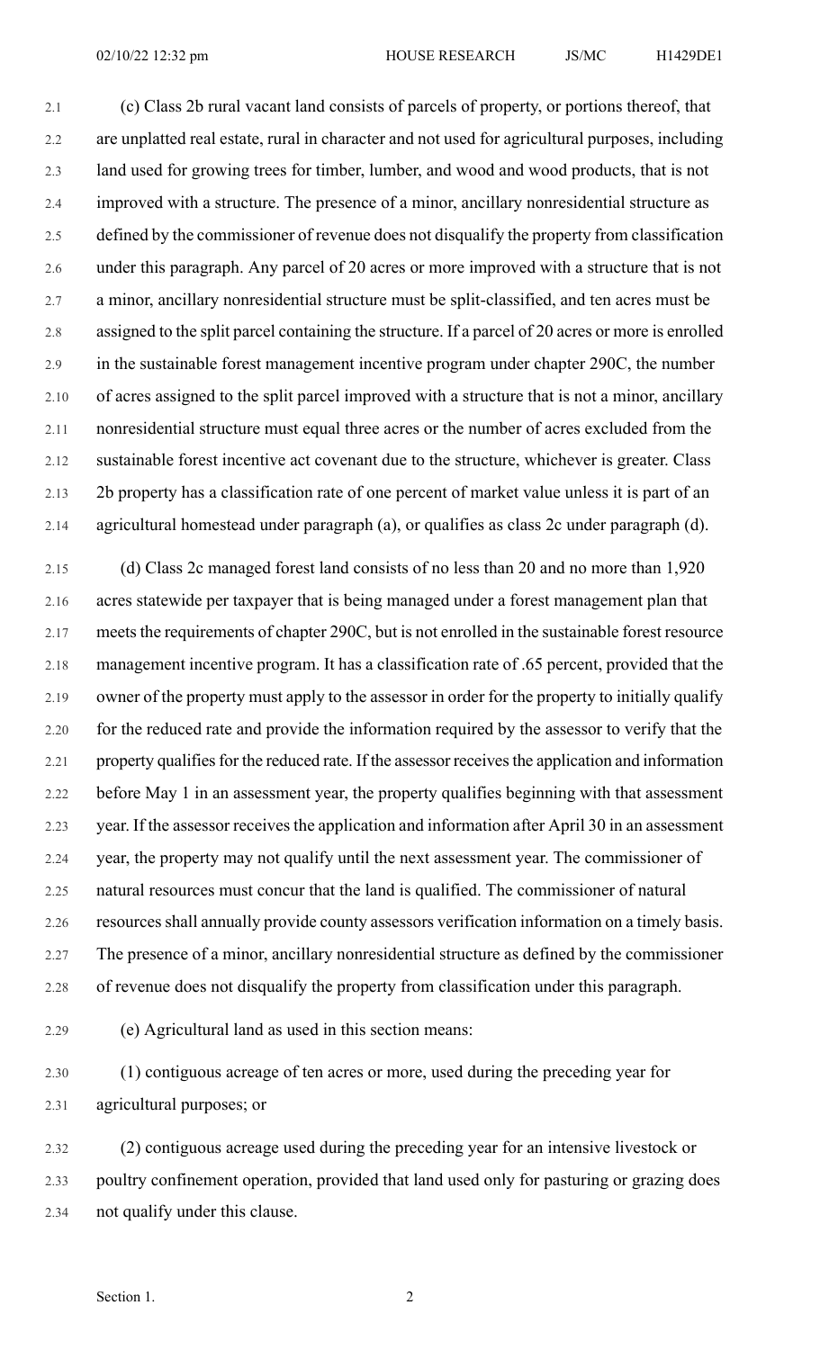(c) Class 2b rural vacant land consists of parcels of property, or portions thereof, that are unplatted real estate, rural in character and not used for agricultural purposes, including land used for growing trees for timber, lumber, and wood and wood products, that is not improved with a structure. The presence of a minor, ancillary nonresidential structure as defined by the commissioner of revenue does not disqualify the property from classification under this paragraph. Any parcel of 20 acres or more improved with a structure that is not a minor, ancillary nonresidential structure must be split-classified, and ten acres must be assigned to the split parcel containing the structure. If a parcel of 20 acres or more is enrolled in the sustainable forest management incentive program under chapter 290C, the number of acres assigned to the split parcel improved with a structure that is not a minor, ancillary nonresidential structure must equal three acres or the number of acres excluded from the sustainable forest incentive act covenant due to the structure, whichever is greater. Class 2b property has a classification rate of one percent of market value unless it is part of an agricultural homestead under paragraph (a), or qualifies as class 2c under paragraph (d).

(d) Class 2c managed forest land consists of no less than 20 and no more than 1,920 acres statewide per taxpayer that is being managed under a forest management plan that meets the requirements of chapter 290C, but is not enrolled in the sustainable forest resource management incentive program. It has a classification rate of .65 percent, provided that the owner of the property must apply to the assessor in order for the property to initially qualify for the reduced rate and provide the information required by the assessor to verify that the property qualifies for the reduced rate. If the assessor receives the application and information before May 1 in an assessment year, the property qualifies beginning with that assessment year. If the assessor receives the application and information after April 30 in an assessment year, the property may not qualify until the next assessment year. The commissioner of natural resources must concur that the land is qualified. The commissioner of natural resources shall annually provide county assessors verification information on a timely basis. The presence of a minor, ancillary nonresidential structure as defined by the commissioner of revenue does not disqualify the property from classification under this paragraph.

(e) Agricultural land as used in this section means:

(1) contiguous acreage of ten acres or more, used during the preceding year for agricultural purposes; or

(2) contiguous acreage used during the preceding year for an intensive livestock or poultry confinement operation, provided that land used only for pasturing or grazing does not qualify under this clause.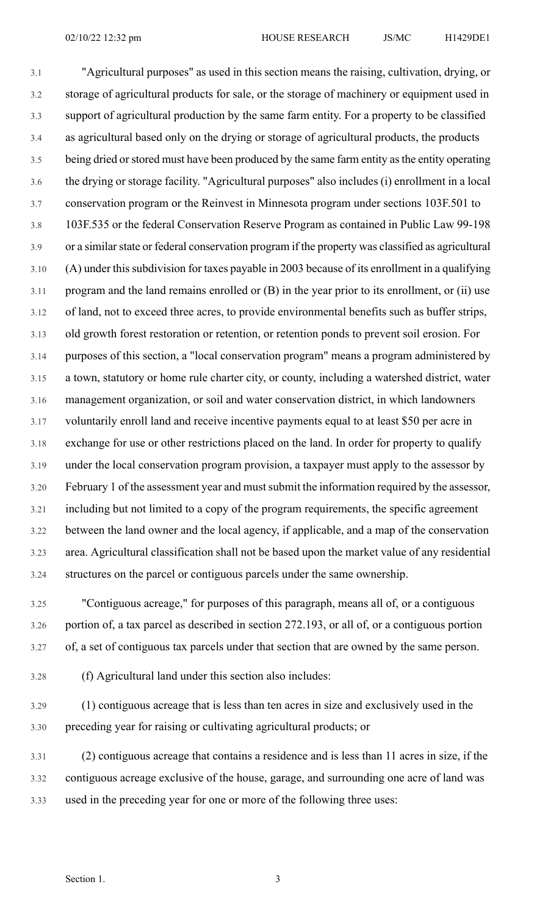"Agricultural purposes" as used in this section means the raising, cultivation, drying, or storage of agricultural products for sale, or the storage of machinery or equipment used in support of agricultural production by the same farm entity. For a property to be classified as agricultural based only on the drying or storage of agricultural products, the products being dried or stored must have been produced by the same farm entity as the entity operating the drying or storage facility. "Agricultural purposes" also includes (i) enrollment in a local conservation program or the Reinvest in Minnesota program under sections 103F.501 to 103F.535 or the federal Conservation Reserve Program as contained in Public Law 99-198 or a similar state or federal conservation program if the property was classified as agricultural (A) under this subdivision for taxes payable in 2003 because of its enrollment in a qualifying program and the land remains enrolled or (B) in the year prior to its enrollment, or (ii) use of land, not to exceed three acres, to provide environmental benefits such as buffer strips, old growth forest restoration or retention, or retention ponds to prevent soil erosion. For purposes of this section, a "local conservation program" means a program administered by a town, statutory or home rule charter city, or county, including a watershed district, water management organization, or soil and water conservation district, in which landowners voluntarily enroll land and receive incentive payments equal to at least $50 per acre in exchange for use or other restrictions placed on the land. In order for property to qualify under the local conservation program provision, a taxpayer must apply to the assessor by February 1 of the assessment year and must submit the information required by the assessor, including but not limited to a copy of the program requirements, the specific agreement between the land owner and the local agency, if applicable, and a map of the conservation area. Agricultural classification shall not be based upon the market value of any residential structures on the parcel or contiguous parcels under the same ownership.

"Contiguous acreage," for purposes of this paragraph, means all of, or a contiguous portion of, a tax parcel as described in section 272.193, or all of, or a contiguous portion of, a set of contiguous tax parcels under that section that are owned by the same person.

(f) Agricultural land under this section also includes:

(1) contiguous acreage that is less than ten acres in size and exclusively used in the preceding year for raising or cultivating agricultural products; or

(2) contiguous acreage that contains a residence and is less than 11 acres in size, if the contiguous acreage exclusive of the house, garage, and surrounding one acre of land was used in the preceding year for one or more of the following three uses: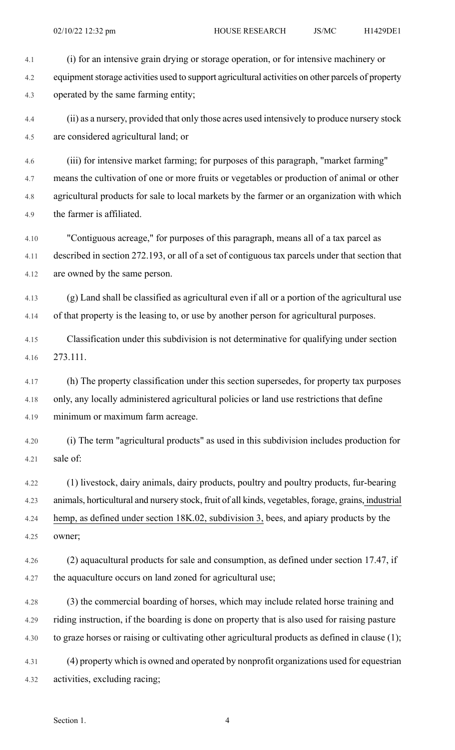(i) for an intensive grain drying or storage operation, or for intensive machinery or equipment storage activities used to support agricultural activities on other parcels of property operated by the same farming entity;

(ii) as a nursery, provided that only those acres used intensively to produce nursery stock are considered agricultural land; or

(iii) for intensive market farming; for purposes of this paragraph, "market farming" means the cultivation of one or more fruits or vegetables or production of animal or other agricultural products for sale to local markets by the farmer or an organization with which the farmer is affiliated.

"Contiguous acreage," for purposes of this paragraph, means all of a tax parcel as described in section 272.193, or all of a set of contiguous tax parcels under that section that are owned by the same person.

(g) Land shall be classified as agricultural even if all or a portion of the agricultural use of that property is the leasing to, or use by another person for agricultural purposes.

Classification under this subdivision is not determinative for qualifying under section 273.111.

(h) The property classification under this section supersedes, for property tax purposes only, any locally administered agricultural policies or land use restrictions that define minimum or maximum farm acreage.

(i) The term "agricultural products" as used in this subdivision includes production for sale of:

(1) livestock, dairy animals, dairy products, poultry and poultry products, fur-bearing animals, horticultural and nursery stock, fruit of all kinds, vegetables, forage, grains, industrial hemp, as defined under section 18K.02, subdivision 3, bees, and apiary products by the owner;

(2) aquacultural products for sale and consumption, as defined under section 17.47, if the aquaculture occurs on land zoned for agricultural use;

(3) the commercial boarding of horses, which may include related horse training and riding instruction, if the boarding is done on property that is also used for raising pasture to graze horses or raising or cultivating other agricultural products as defined in clause (1);

(4) property which is owned and operated by nonprofit organizations used for equestrian activities, excluding racing;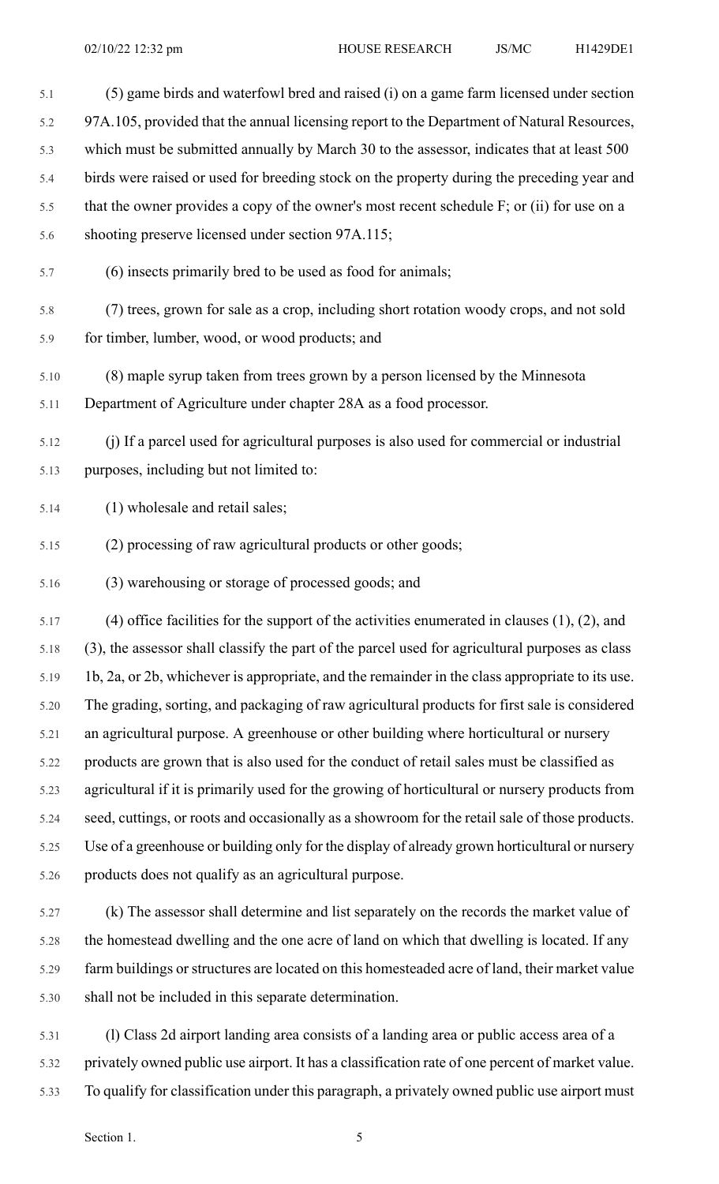(5) game birds and waterfowl bred and raised (i) on a game farm licensed under section 97A.105, provided that the annual licensing report to the Department of Natural Resources, which must be submitted annually by March 30 to the assessor, indicates that at least 500 birds were raised or used for breeding stock on the property during the preceding year and that the owner provides a copy of the owner's most recent schedule F; or (ii) for use on a shooting preserve licensed under section 97A.115;

(6) insects primarily bred to be used as food for animals;

(7) trees, grown for sale as a crop, including short rotation woody crops, and not sold for timber, lumber, wood, or wood products; and

(8) maple syrup taken from trees grown by a person licensed by the Minnesota Department of Agriculture under chapter 28A as a food processor.

(j) If a parcel used for agricultural purposes is also used for commercial or industrial purposes, including but not limited to:

(1) wholesale and retail sales;

(2) processing of raw agricultural products or other goods;

(3) warehousing or storage of processed goods; and

(4) office facilities for the support of the activities enumerated in clauses (1), (2), and (3), the assessor shall classify the part of the parcel used for agricultural purposes as class 1b, 2a, or 2b, whichever is appropriate, and the remainder in the class appropriate to its use. The grading, sorting, and packaging of raw agricultural products for first sale is considered an agricultural purpose. A greenhouse or other building where horticultural or nursery products are grown that is also used for the conduct of retail sales must be classified as agricultural if it is primarily used for the growing of horticultural or nursery products from seed, cuttings, or roots and occasionally as a showroom for the retail sale of those products. Use of a greenhouse or building only for the display of already grown horticultural or nursery products does not qualify as an agricultural purpose.

(k) The assessor shall determine and list separately on the records the market value of the homestead dwelling and the one acre of land on which that dwelling is located. If any farm buildings or structures are located on this homesteaded acre of land, their market value shall not be included in this separate determination.

(l) Class 2d airport landing area consists of a landing area or public access area of a privately owned public use airport. It has a classification rate of one percent of market value. To qualify for classification under this paragraph, a privately owned public use airport must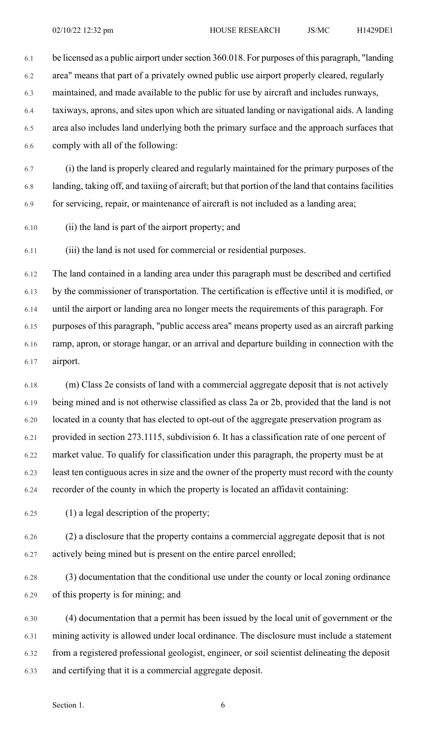be licensed as a public airport under section 360.018. For purposes of this paragraph, "landing area" means that part of a privately owned public use airport properly cleared, regularly maintained, and made available to the public for use by aircraft and includes runways, taxiways, aprons, and sites upon which are situated landing or navigational aids. A landing area also includes land underlying both the primary surface and the approach surfaces that comply with all of the following:

(i) the land is properly cleared and regularly maintained for the primary purposes of the landing, taking off, and taxiing of aircraft; but that portion of the land that contains facilities for servicing, repair, or maintenance of aircraft is not included as a landing area;

(ii) the land is part of the airport property; and

(iii) the land is not used for commercial or residential purposes.

The land contained in a landing area under this paragraph must be described and certified by the commissioner of transportation. The certification is effective until it is modified, or until the airport or landing area no longer meets the requirements of this paragraph. For purposes of this paragraph, "public access area" means property used as an aircraft parking ramp, apron, or storage hangar, or an arrival and departure building in connection with the airport.

(m) Class 2e consists of land with a commercial aggregate deposit that is not actively being mined and is not otherwise classified as class 2a or 2b, provided that the land is not located in a county that has elected to opt-out of the aggregate preservation program as provided in section 273.1115, subdivision 6. It has a classification rate of one percent of market value. To qualify for classification under this paragraph, the property must be at least ten contiguous acres in size and the owner of the property must record with the county recorder of the county in which the property is located an affidavit containing:

(1) a legal description of the property;

(2) a disclosure that the property contains a commercial aggregate deposit that is not actively being mined but is present on the entire parcel enrolled;

(3) documentation that the conditional use under the county or local zoning ordinance of this property is for mining; and

(4) documentation that a permit has been issued by the local unit of government or the mining activity is allowed under local ordinance. The disclosure must include a statement from a registered professional geologist, engineer, or soil scientist delineating the deposit and certifying that it is a commercial aggregate deposit.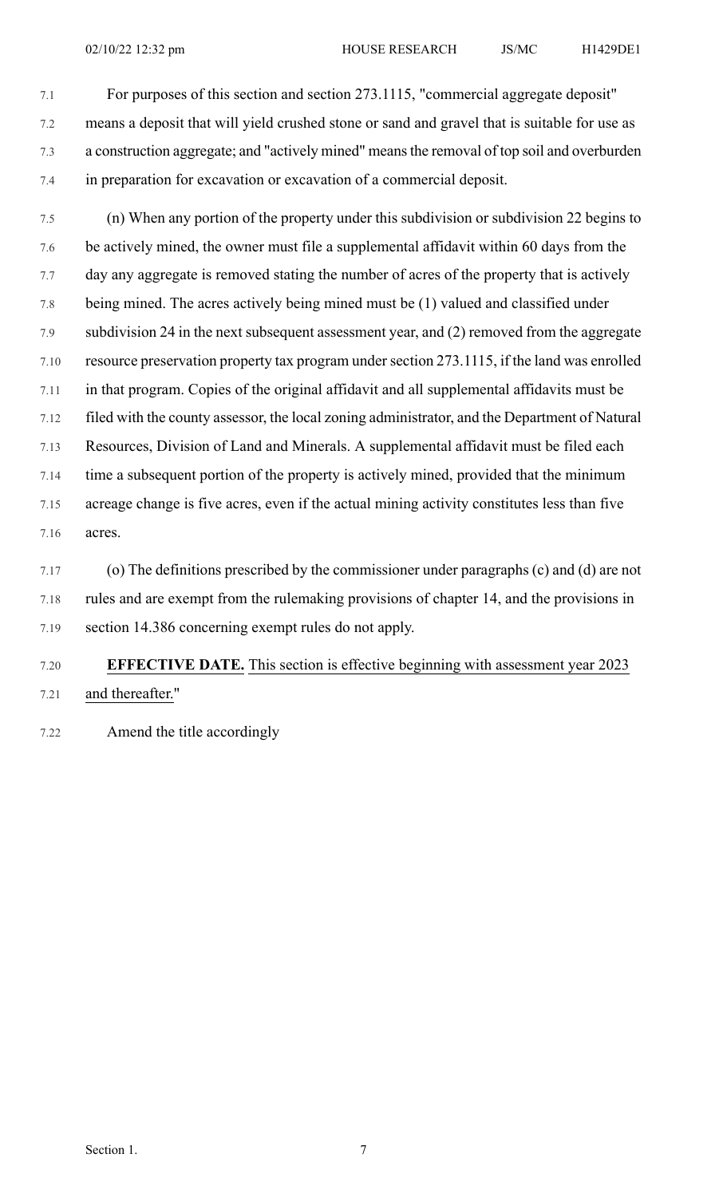For purposes of this section and section 273.1115, "commercial aggregate deposit" means a deposit that will yield crushed stone or sand and gravel that is suitable for use as a construction aggregate; and "actively mined" means the removal of top soil and overburden in preparation for excavation or excavation of a commercial deposit.

(n) When any portion of the property under this subdivision or subdivision 22 begins to be actively mined, the owner must file a supplemental affidavit within 60 days from the day any aggregate is removed stating the number of acres of the property that is actively being mined. The acres actively being mined must be (1) valued and classified under subdivision 24 in the next subsequent assessment year, and (2) removed from the aggregate resource preservation property tax program under section 273.1115, if the land was enrolled in that program. Copies of the original affidavit and all supplemental affidavits must be filed with the county assessor, the local zoning administrator, and the Department of Natural Resources, Division of Land and Minerals. A supplemental affidavit must be filed each time a subsequent portion of the property is actively mined, provided that the minimum acreage change is five acres, even if the actual mining activity constitutes less than five acres.

(o) The definitions prescribed by the commissioner under paragraphs (c) and (d) are not rules and are exempt from the rulemaking provisions of chapter 14, and the provisions in section 14.386 concerning exempt rules do not apply.

**EFFECTIVE DATE.** This section is effective beginning with assessment year 2023 and thereafter."

Amend the title accordingly